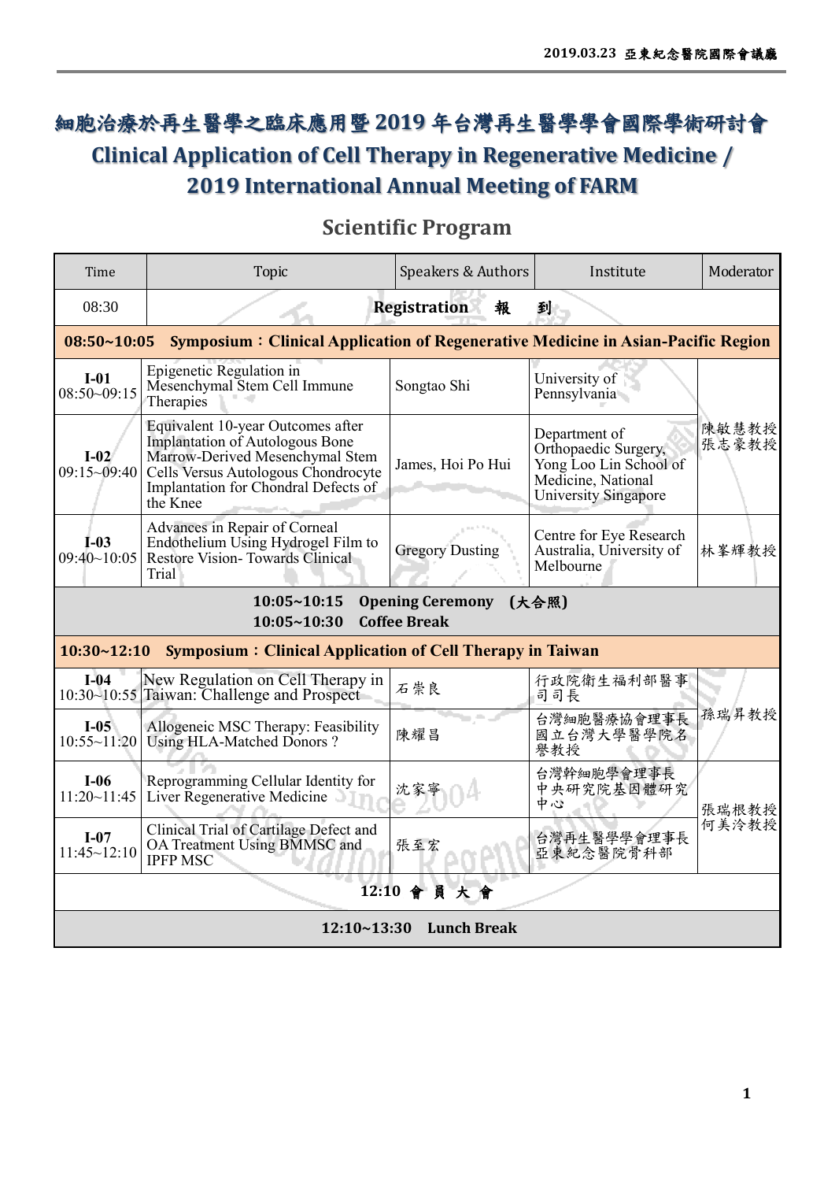# 細胞治療於再生醫學之臨床應用暨 2019 年台灣再生醫學學會國際學術研討會

# Clinical Application of Cell Therapy in Regenerative Medicine / 2019 International Annual Meeting of FARM

## Scientific Program

| Time | Topic | Speakers & Authors | Institute | Moderator |
|---|---|---|---|---|
| 08:30 | Registration 報 到 | | | |
| **08:50~10:05** | **Symposium：Clinical Application of Regenerative Medicine in Asian-Pacific Region** | | | |
| **I-01** 08:50~09:15 | Epigenetic Regulation in Mesenchymal Stem Cell Immune Therapies | Songtao Shi | University of Pennsylvania | 陳敏慧教授 張志豪教授 |
| **I-02** 09:15~09:40 | Equivalent 10-year Outcomes after Implantation of Autologous Bone Marrow-Derived Mesenchymal Stem Cells Versus Autologous Chondrocyte Implantation for Chondral Defects of the Knee | James, Hoi Po Hui | Department of Orthopaedic Surgery, Yong Loo Lin School of Medicine, National University Singapore | |
| **I-03** 09:40~10:05 | Advances in Repair of Corneal Endothelium Using Hydrogel Film to Restore Vision- Towards Clinical Trial | Gregory Dusting | Centre for Eye Research Australia, University of Melbourne | 林峯輝教授 |
| **10:05~10:15** | **Opening Ceremony （大合照）** | | | |
| **10:05~10:30** | **Coffee Break** | | | |
| **10:30~12:10** | **Symposium：Clinical Application of Cell Therapy in Taiwan** | | | |
| **I-04** 10:30~10:55 | New Regulation on Cell Therapy in Taiwan: Challenge and Prospect | 石崇良 | 行政院衛生福利部醫事司司長 | 孫瑞昇教授 |
| **I-05** 10:55~11:20 | Allogeneic MSC Therapy: Feasibility Using HLA-Matched Donors ? | 陳耀昌 | 台灣細胞醫療協會理事長 國立台灣大學醫學院名譽教授 | |
| **I-06** 11:20~11:45 | Reprogramming Cellular Identity for Liver Regenerative Medicine | 沈家寧 | 台灣幹細胞學會理事長 中央研究院基因體研究中心 | 張瑞根教授 何美泠教授 |
| **I-07** 11:45~12:10 | Clinical Trial of Cartilage Defect and OA Treatment Using BMMSC and IPFP MSC | 張至宏 | 台灣再生醫學學會理事長 亞東紀念醫院骨科部 | |
| **12:10 會 員 大 會** | | | | |
| **12:10~13:30** | **Lunch Break** | | | |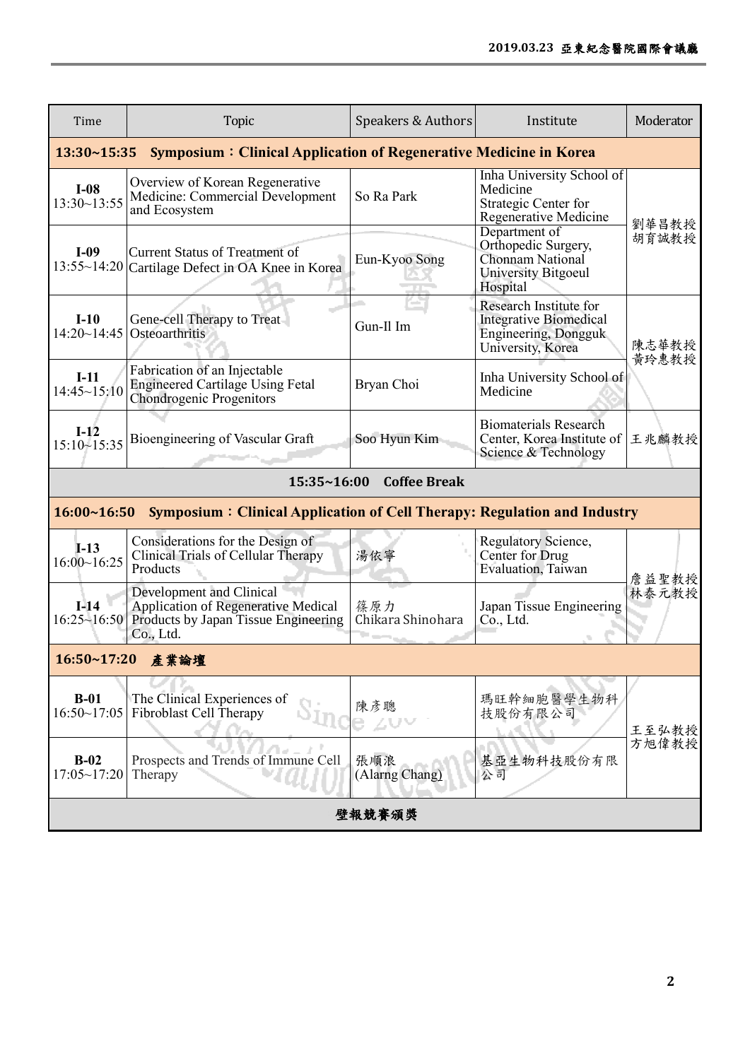| Time | Topic | Speakers & Authors | Institute | Moderator |
|---|---|---|---|---|
| **13:30~15:35 Symposium：Clinical Application of Regenerative Medicine in Korea** | | | | |
| **I-08** 13:30~13:55 | Overview of Korean Regenerative Medicine: Commercial Development and Ecosystem | So Ra Park | Inha University School of Medicine Strategic Center for Regenerative Medicine | 劉華昌教授 胡育誠教授 |
| **I-09** 13:55~14:20 | Current Status of Treatment of Cartilage Defect in OA Knee in Korea | Eun-Kyoo Song | Department of Orthopedic Surgery, Chonnam National University Bitgoeul Hospital | |
| **I-10** 14:20~14:45 | Gene-cell Therapy to Treat Osteoarthritis | Gun-Il Im | Research Institute for Integrative Biomedical Engineering, Dongguk University, Korea | 陳志華教授 黃玲惠教授 |
| **I-11** 14:45~15:10 | Fabrication of an Injectable Engineered Cartilage Using Fetal Chondrogenic Progenitors | Bryan Choi | Inha University School of Medicine | |
| **I-12** 15:10~15:35 | Bioengineering of Vascular Graft | Soo Hyun Kim | Biomaterials Research Center, Korea Institute of Science & Technology | 王兆麟教授 |
| **15:35~16:00 Coffee Break** | | | | |
| **16:00~16:50 Symposium：Clinical Application of Cell Therapy: Regulation and Industry** | | | | |
| **I-13** 16:00~16:25 | Considerations for the Design of Clinical Trials of Cellular Therapy Products | 湯依寧 | Regulatory Science, Center for Drug Evaluation, Taiwan | 詹益聖教授 林泰元教授 |
| **I-14** 16:25~16:50 | Development and Clinical Application of Regenerative Medical Products by Japan Tissue Engineering Co., Ltd. | 篠原力 Chikara Shinohara | Japan Tissue Engineering Co., Ltd. | |
| **16:50~17:20 產業論壇** | | | | |
| **B-01** 16:50~17:05 | The Clinical Experiences of Fibroblast Cell Therapy | 陳彥聰 | 瑪旺幹細胞醫學生物科技股份有限公司 | 王至弘教授 方旭偉教授 |
| **B-02** 17:05~17:20 | Prospects and Trends of Immune Cell Therapy | 張順浪 (Alarng Chang) | 基亞生物科技股份有限公司 | |
| **壁報競賽頒獎** | | | | |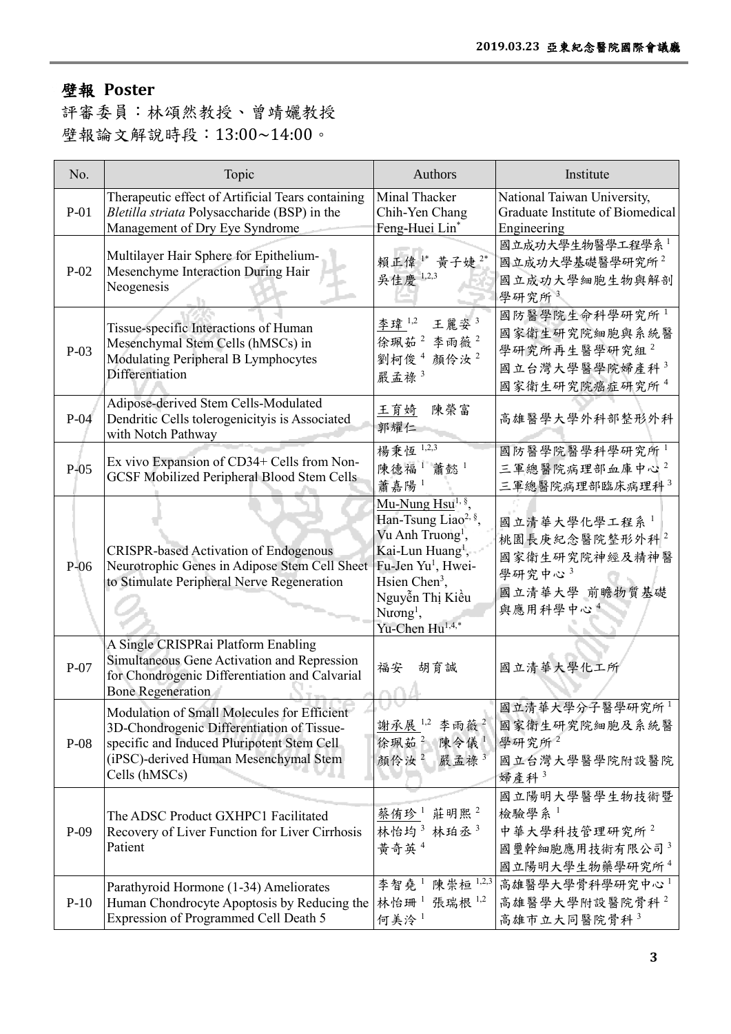## 壁報 Poster

評審委員：林頌然教授、曾靖孋教授

壁報論文解說時段：13:00~14:00。

| No. | Topic | Authors | Institute |
|---|---|---|---|
| P-01 | Therapeutic effect of Artificial Tears containing *Bletilla striata* Polysaccharide (BSP) in the Management of Dry Eye Syndrome | Minal Thacker<br>Chih-Yen Chang<br>Feng-Huei Lin* | National Taiwan University, Graduate Institute of Biomedical Engineering |
| P-02 | Multilayer Hair Sphere for Epithelium-Mesenchyme Interaction During Hair Neogenesis | 賴正偉 [1*] 黃子婕 [2*]<br>吳佳慶 [1,2,3] | 國立成功大學生物醫學工程學系 [1]<br>國立成功大學基礎醫學研究所 [2]<br>國立成功大學細胞生物與解剖學研究所 [3] |
| P-03 | Tissue-specific Interactions of Human Mesenchymal Stem Cells (hMSCs) in Modulating Peripheral B Lymphocytes Differentiation | 李瑋 [1,2] 王麗姿 [3]<br>徐珮茹 [2] 李雨薇 [2]<br>劉柯俊 [4] 顏伶汝 [2]<br>嚴孟祿 [3] | 國防醫學院生命科學研究所 [1]<br>國家衛生研究院細胞與系統醫學研究所再生醫學研究組 [2]<br>國立台灣大學醫學院婦產科 [3]<br>國家衛生研究院癌症研究所 [4] |
| P-04 | Adipose-derived Stem Cells-Modulated Dendritic Cells tolerogenicityis is Associated with Notch Pathway | 王育婍 陳榮富<br>郭耀仁 | 高雄醫學大學外科部整形外科 |
| P-05 | Ex vivo Expansion of CD34+ Cells from Non-GCSF Mobilized Peripheral Blood Stem Cells | 楊秉恆 [1,2,3]<br>陳德福 [1] 蕭懿 [1]<br>蕭嘉陽 [1] | 國防醫學院醫學科學研究所 [1]<br>三軍總醫院病理部血庫中心 [2]<br>三軍總醫院病理部臨床病理科 [3] |
| P-06 | CRISPR-based Activation of Endogenous Neurotrophic Genes in Adipose Stem Cell Sheet to Stimulate Peripheral Nerve Regeneration | Mu-Nung Hsu[1,§],<br>Han-Tsung Liao[2,§],<br>Vu Anh Truong[1],<br>Kai-Lun Huang[1],<br>Fu-Jen Yu[1], Hwei-Hsien Chen[3],<br>Nguyễn Thị Kiều Nương[1],<br>Yu-Chen Hu[1,4,*] | 國立清華大學化學工程系 [1]<br>桃園長庚紀念醫院整形外科 [2]<br>國家衛生研究院神經及精神醫學研究中心 [3]<br>國立清華大學 前瞻物質基礎與應用科學中心 [4] |
| P-07 | A Single CRISPRai Platform Enabling Simultaneous Gene Activation and Repression for Chondrogenic Differentiation and Calvarial Bone Regeneration | 福安 胡育誠 | 國立清華大學化工所 |
| P-08 | Modulation of Small Molecules for Efficient 3D-Chondrogenic Differentiation of Tissue-specific and Induced Pluripotent Stem Cell (iPSC)-derived Human Mesenchymal Stem Cells (hMSCs) | 謝承展 [1,2] 李雨薇 [2]<br>徐珮茹 [2] 陳令儀 [1]<br>顏伶汝 [2] 嚴孟祿 [3] | 國立清華大學分子醫學研究所 [1]<br>國家衛生研究院細胞及系統醫學研究所 [2]<br>國立台灣大學醫學院附設醫院婦產科 [3] |
| P-09 | The ADSC Product GXHPC1 Facilitated Recovery of Liver Function for Liver Cirrhosis Patient | 蔡侑珍 [1] 莊明熙 [2]<br>林怡均 [3] 林珀丞 [3]<br>黃奇英 [4] | 國立陽明大學醫學生物技術暨檢驗學系 [1]<br>中華大學科技管理研究所 [2]<br>國璽幹細胞應用技術有限公司 [3]<br>國立陽明大學生物藥學研究所 [4] |
| P-10 | Parathyroid Hormone (1-34) Ameliorates Human Chondrocyte Apoptosis by Reducing the Expression of Programmed Cell Death 5 | 李智堯 [1] 陳崇桓 [1,2,3]<br>林怡珊 [1] 張瑞根 [1,2]<br>何美泠 [1] | 高雄醫學大學骨科學研究中心 [1]<br>高雄醫學大學附設醫院骨科 [2]<br>高雄市立大同醫院骨科 [3] |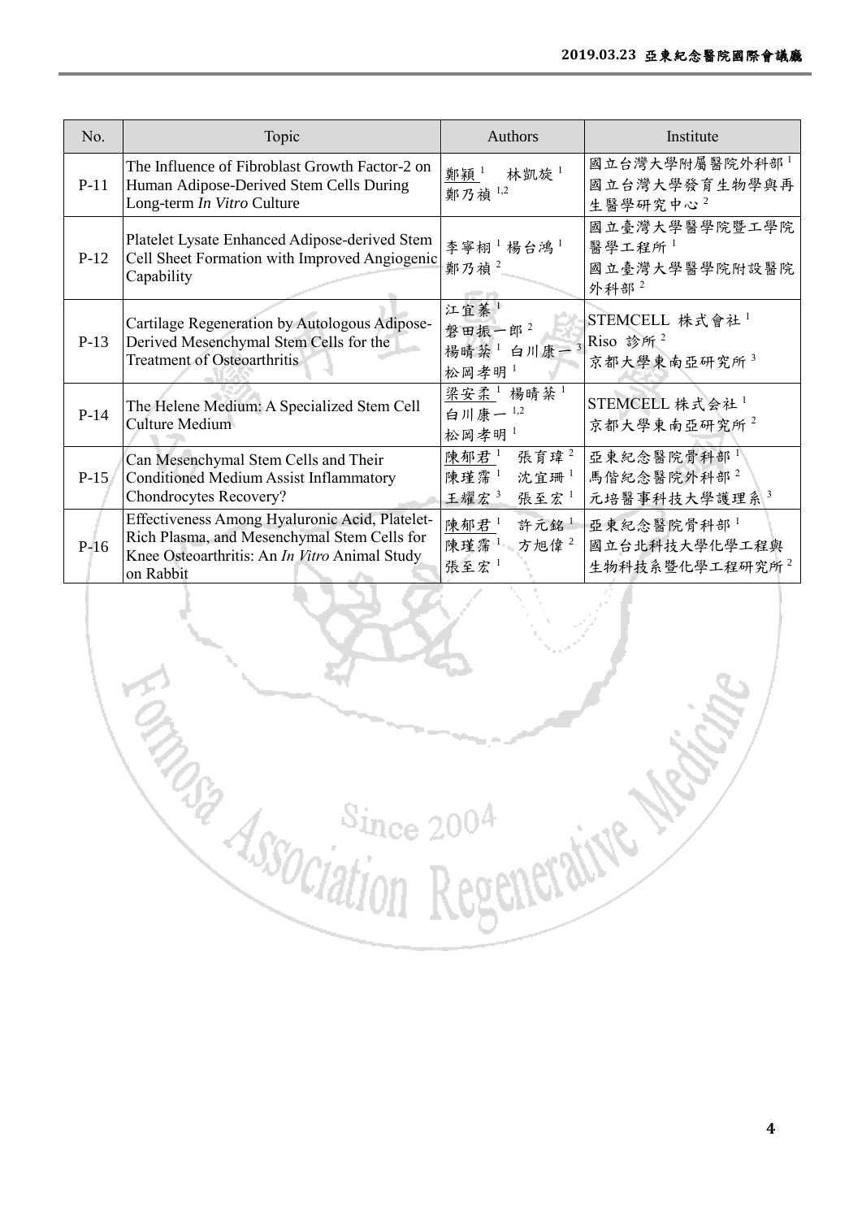| No. | Topic | Authors | Institute |
|---|---|---|---|
| P-11 | The Influence of Fibroblast Growth Factor-2 on Human Adipose-Derived Stem Cells During Long-term *In Vitro* Culture | 鄭穎[1] 林凱旋[1] 鄭乃禎[1,2] | 國立台灣大學附屬醫院外科部[1] 國立台灣大學發育生物學與再生醫學研究中心[2] |
| P-12 | Platelet Lysate Enhanced Adipose-derived Stem Cell Sheet Formation with Improved Angiogenic Capability | 李寧栩[1] 楊台鴻[1] 鄭乃禎[2] | 國立臺灣大學醫學院暨工學院醫學工程所[1] 國立臺灣大學醫學院附設醫院外科部[2] |
| P-13 | Cartilage Regeneration by Autologous Adipose-Derived Mesenchymal Stem Cells for the Treatment of Osteoarthritis | 江宜蓁[1] 磐田振一郎[2] 楊晴棻[1] 白川康一[3] 松岡孝明[1] | STEMCELL 株式會社[1] Riso 診所[2] 京都大學東南亞研究所[3] |
| P-14 | The Helene Medium: A Specialized Stem Cell Culture Medium | 梁安柔[1] 楊晴棻[1] 白川康一[1,2] 松岡孝明[1] | STEMCELL 株式会社[1] 京都大學東南亞研究所[2] |
| P-15 | Can Mesenchymal Stem Cells and Their Conditioned Medium Assist Inflammatory Chondrocytes Recovery? | 陳郁君[1] 張育瑋[2] 陳瑾霈[1] 沈宜珊[1] 王耀宏[3] 張至宏[1] | 亞東紀念醫院骨科部[1] 馬偕紀念醫院外科部[2] 元培醫事科技大學護理系[3] |
| P-16 | Effectiveness Among Hyaluronic Acid, Platelet-Rich Plasma, and Mesenchymal Stem Cells for Knee Osteoarthritis: An *In Vitro* Animal Study on Rabbit | 陳郁君[1] 許元銘[1] 陳瑾霈[1] 方旭偉[2] 張至宏[1] | 亞東紀念醫院骨科部[1] 國立台北科技大學化學工程與生物科技系暨化學工程研究所[2] |